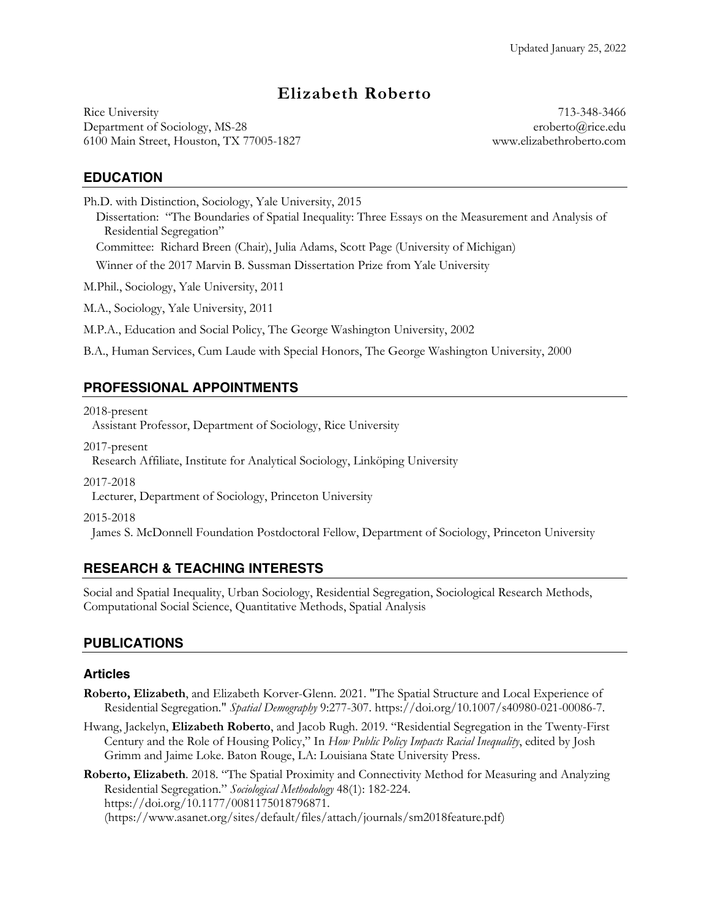Updated January 25, 2022

# Elizabeth Roberto

Rice University
Department of Sociology, MS-28
6100 Main Street, Houston, TX 77005-1827

713-348-3466
eroberto@rice.edu
www.elizabethroberto.com

## EDUCATION

Ph.D. with Distinction, Sociology, Yale University, 2015
  Dissertation: "The Boundaries of Spatial Inequality: Three Essays on the Measurement and Analysis of Residential Segregation"
  Committee: Richard Breen (Chair), Julia Adams, Scott Page (University of Michigan)
  Winner of the 2017 Marvin B. Sussman Dissertation Prize from Yale University

M.Phil., Sociology, Yale University, 2011

M.A., Sociology, Yale University, 2011

M.P.A., Education and Social Policy, The George Washington University, 2002

B.A., Human Services, Cum Laude with Special Honors, The George Washington University, 2000

## PROFESSIONAL APPOINTMENTS

2018-present
  Assistant Professor, Department of Sociology, Rice University

2017-present
  Research Affiliate, Institute for Analytical Sociology, Linköping University

2017-2018
  Lecturer, Department of Sociology, Princeton University

2015-2018
  James S. McDonnell Foundation Postdoctoral Fellow, Department of Sociology, Princeton University

## RESEARCH & TEACHING INTERESTS

Social and Spatial Inequality, Urban Sociology, Residential Segregation, Sociological Research Methods, Computational Social Science, Quantitative Methods, Spatial Analysis

## PUBLICATIONS

### Articles

**Roberto, Elizabeth**, and Elizabeth Korver-Glenn. 2021. "The Spatial Structure and Local Experience of Residential Segregation." *Spatial Demography* 9:277-307. https://doi.org/10.1007/s40980-021-00086-7.

Hwang, Jackelyn, **Elizabeth Roberto**, and Jacob Rugh. 2019. "Residential Segregation in the Twenty-First Century and the Role of Housing Policy," In *How Public Policy Impacts Racial Inequality*, edited by Josh Grimm and Jaime Loke. Baton Rouge, LA: Louisiana State University Press.

**Roberto, Elizabeth**. 2018. "The Spatial Proximity and Connectivity Method for Measuring and Analyzing Residential Segregation." *Sociological Methodology* 48(1): 182-224. https://doi.org/10.1177/0081175018796871. (https://www.asanet.org/sites/default/files/attach/journals/sm2018feature.pdf)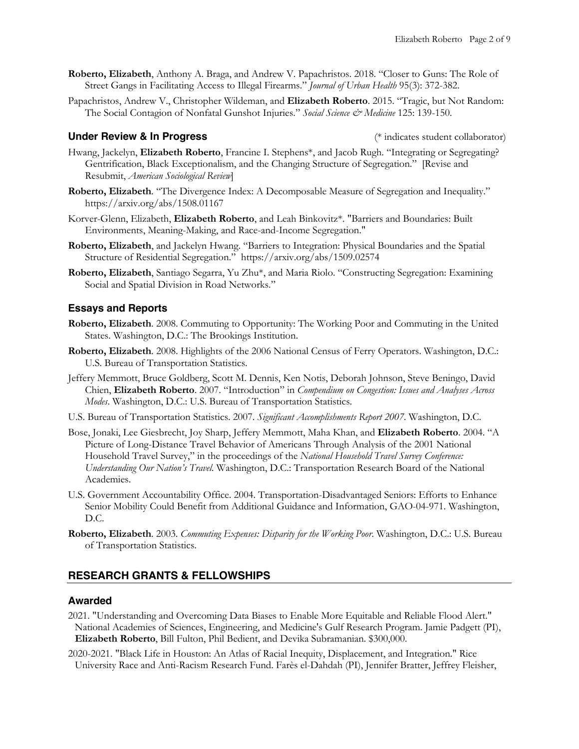**Roberto, Elizabeth**, Anthony A. Braga, and Andrew V. Papachristos. 2018. "Closer to Guns: The Role of Street Gangs in Facilitating Access to Illegal Firearms." *Journal of Urban Health* 95(3): 372-382.

Papachristos, Andrew V., Christopher Wildeman, and **Elizabeth Roberto**. 2015. "Tragic, but Not Random: The Social Contagion of Nonfatal Gunshot Injuries." *Social Science & Medicine* 125: 139-150.

### Under Review & In Progress

(* indicates student collaborator)

Hwang, Jackelyn, **Elizabeth Roberto**, Francine I. Stephens*, and Jacob Rugh. "Integrating or Segregating? Gentrification, Black Exceptionalism, and the Changing Structure of Segregation." [Revise and Resubmit, *American Sociological Review*]

**Roberto, Elizabeth**. "The Divergence Index: A Decomposable Measure of Segregation and Inequality." https://arxiv.org/abs/1508.01167

Korver-Glenn, Elizabeth, **Elizabeth Roberto**, and Leah Binkovitz*. "Barriers and Boundaries: Built Environments, Meaning-Making, and Race-and-Income Segregation."

**Roberto, Elizabeth**, and Jackelyn Hwang. "Barriers to Integration: Physical Boundaries and the Spatial Structure of Residential Segregation." https://arxiv.org/abs/1509.02574

**Roberto, Elizabeth**, Santiago Segarra, Yu Zhu*, and Maria Riolo. "Constructing Segregation: Examining Social and Spatial Division in Road Networks."

### Essays and Reports

**Roberto, Elizabeth**. 2008. Commuting to Opportunity: The Working Poor and Commuting in the United States. Washington, D.C.: The Brookings Institution.

**Roberto, Elizabeth**. 2008. Highlights of the 2006 National Census of Ferry Operators. Washington, D.C.: U.S. Bureau of Transportation Statistics.

Jeffery Memmott, Bruce Goldberg, Scott M. Dennis, Ken Notis, Deborah Johnson, Steve Beningo, David Chien, **Elizabeth Roberto**. 2007. "Introduction" in *Compendium on Congestion: Issues and Analyses Across Modes*. Washington, D.C.: U.S. Bureau of Transportation Statistics.

U.S. Bureau of Transportation Statistics. 2007. *Significant Accomplishments Report 2007*. Washington, D.C.

Bose, Jonaki, Lee Giesbrecht, Joy Sharp, Jeffery Memmott, Maha Khan, and **Elizabeth Roberto**. 2004. "A Picture of Long-Distance Travel Behavior of Americans Through Analysis of the 2001 National Household Travel Survey," in the proceedings of the *National Household Travel Survey Conference: Understanding Our Nation's Travel*. Washington, D.C.: Transportation Research Board of the National Academies.

U.S. Government Accountability Office. 2004. Transportation-Disadvantaged Seniors: Efforts to Enhance Senior Mobility Could Benefit from Additional Guidance and Information, GAO-04-971. Washington, D.C.

**Roberto, Elizabeth**. 2003. *Commuting Expenses: Disparity for the Working Poor*. Washington, D.C.: U.S. Bureau of Transportation Statistics.

## RESEARCH GRANTS & FELLOWSHIPS

### Awarded

2021. "Understanding and Overcoming Data Biases to Enable More Equitable and Reliable Flood Alert." National Academies of Sciences, Engineering, and Medicine's Gulf Research Program. Jamie Padgett (PI), **Elizabeth Roberto**, Bill Fulton, Phil Bedient, and Devika Subramanian. $300,000.

2020-2021. "Black Life in Houston: An Atlas of Racial Inequity, Displacement, and Integration." Rice University Race and Anti-Racism Research Fund. Farès el-Dahdah (PI), Jennifer Bratter, Jeffrey Fleisher,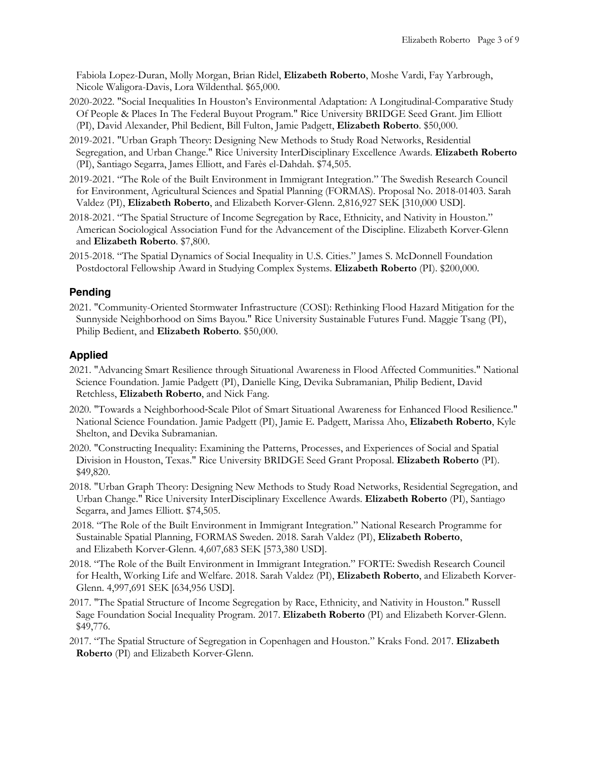Fabiola Lopez-Duran, Molly Morgan, Brian Ridel, **Elizabeth Roberto**, Moshe Vardi, Fay Yarbrough, Nicole Waligora-Davis, Lora Wildenthal. $65,000.

2020-2022. "Social Inequalities In Houston's Environmental Adaptation: A Longitudinal-Comparative Study Of People & Places In The Federal Buyout Program." Rice University BRIDGE Seed Grant. Jim Elliott (PI), David Alexander, Phil Bedient, Bill Fulton, Jamie Padgett, **Elizabeth Roberto**. $50,000.

2019-2021. "Urban Graph Theory: Designing New Methods to Study Road Networks, Residential Segregation, and Urban Change." Rice University InterDisciplinary Excellence Awards. **Elizabeth Roberto** (PI), Santiago Segarra, James Elliott, and Farès el-Dahdah. $74,505.

2019-2021. "The Role of the Built Environment in Immigrant Integration." The Swedish Research Council for Environment, Agricultural Sciences and Spatial Planning (FORMAS). Proposal No. 2018-01403. Sarah Valdez (PI), **Elizabeth Roberto**, and Elizabeth Korver-Glenn. 2,816,927 SEK [310,000 USD].

2018-2021. "The Spatial Structure of Income Segregation by Race, Ethnicity, and Nativity in Houston." American Sociological Association Fund for the Advancement of the Discipline. Elizabeth Korver-Glenn and **Elizabeth Roberto**. $7,800.

2015-2018. "The Spatial Dynamics of Social Inequality in U.S. Cities." James S. McDonnell Foundation Postdoctoral Fellowship Award in Studying Complex Systems. **Elizabeth Roberto** (PI). $200,000.

## Pending

2021. "Community-Oriented Stormwater Infrastructure (COSI): Rethinking Flood Hazard Mitigation for the Sunnyside Neighborhood on Sims Bayou." Rice University Sustainable Futures Fund. Maggie Tsang (PI), Philip Bedient, and **Elizabeth Roberto**. $50,000.

## Applied

2021. "Advancing Smart Resilience through Situational Awareness in Flood Affected Communities." National Science Foundation. Jamie Padgett (PI), Danielle King, Devika Subramanian, Philip Bedient, David Retchless, **Elizabeth Roberto**, and Nick Fang.

2020. "Towards a Neighborhood-Scale Pilot of Smart Situational Awareness for Enhanced Flood Resilience." National Science Foundation. Jamie Padgett (PI), Jamie E. Padgett, Marissa Aho, **Elizabeth Roberto**, Kyle Shelton, and Devika Subramanian.

2020. "Constructing Inequality: Examining the Patterns, Processes, and Experiences of Social and Spatial Division in Houston, Texas." Rice University BRIDGE Seed Grant Proposal. **Elizabeth Roberto** (PI). $49,820.

2018. "Urban Graph Theory: Designing New Methods to Study Road Networks, Residential Segregation, and Urban Change." Rice University InterDisciplinary Excellence Awards. **Elizabeth Roberto** (PI), Santiago Segarra, and James Elliott. $74,505.

2018. "The Role of the Built Environment in Immigrant Integration." National Research Programme for Sustainable Spatial Planning, FORMAS Sweden. 2018. Sarah Valdez (PI), **Elizabeth Roberto**, and Elizabeth Korver-Glenn. 4,607,683 SEK [573,380 USD].

2018. "The Role of the Built Environment in Immigrant Integration." FORTE: Swedish Research Council for Health, Working Life and Welfare. 2018. Sarah Valdez (PI), **Elizabeth Roberto**, and Elizabeth Korver-Glenn. 4,997,691 SEK [634,956 USD].

2017. "The Spatial Structure of Income Segregation by Race, Ethnicity, and Nativity in Houston." Russell Sage Foundation Social Inequality Program. 2017. **Elizabeth Roberto** (PI) and Elizabeth Korver-Glenn. $49,776.

2017. "The Spatial Structure of Segregation in Copenhagen and Houston." Kraks Fond. 2017. **Elizabeth Roberto** (PI) and Elizabeth Korver-Glenn.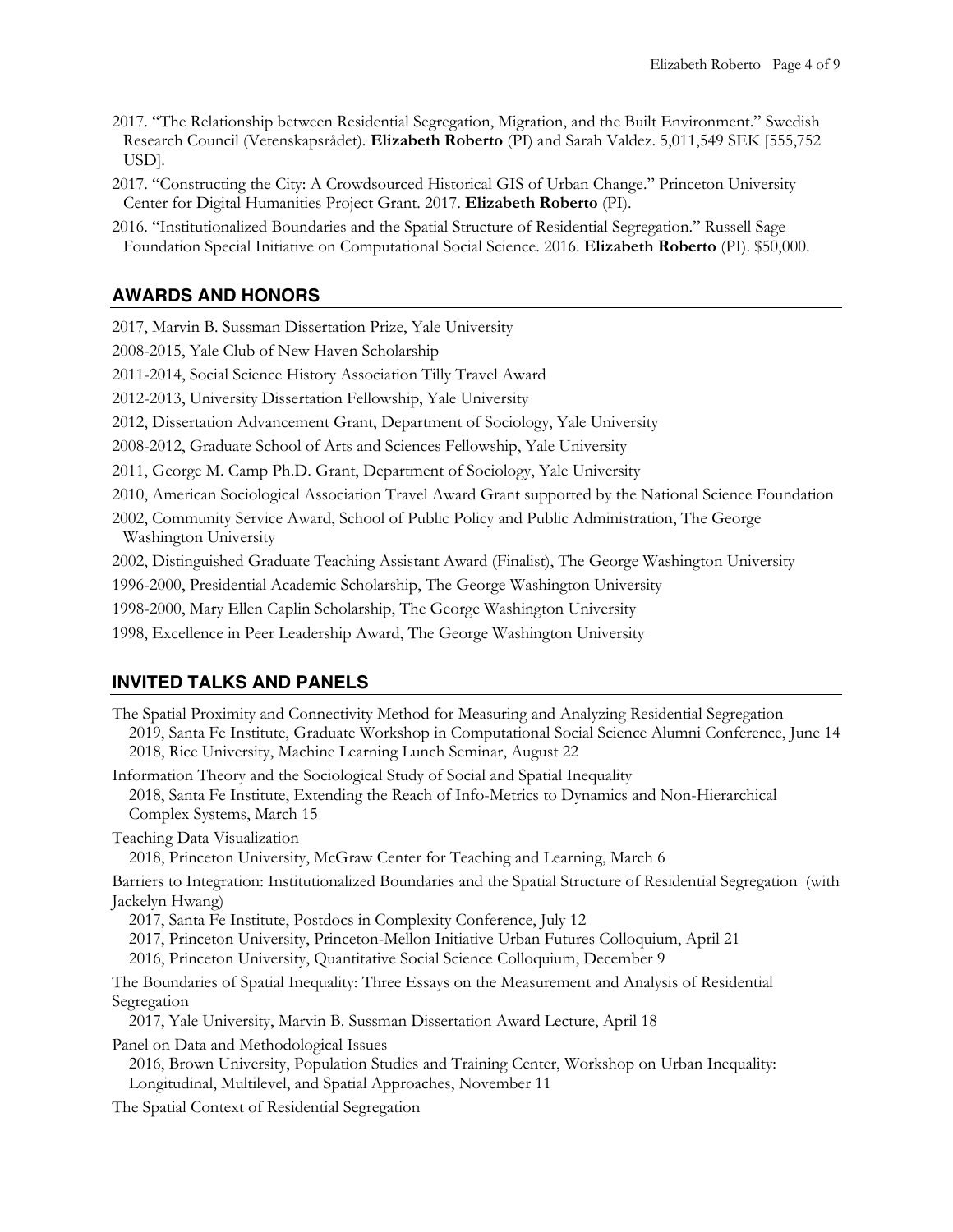2017. "The Relationship between Residential Segregation, Migration, and the Built Environment." Swedish Research Council (Vetenskapsrådet). **Elizabeth Roberto** (PI) and Sarah Valdez. 5,011,549 SEK [555,752 USD].

2017. "Constructing the City: A Crowdsourced Historical GIS of Urban Change." Princeton University Center for Digital Humanities Project Grant. 2017. **Elizabeth Roberto** (PI).

2016. "Institutionalized Boundaries and the Spatial Structure of Residential Segregation." Russell Sage Foundation Special Initiative on Computational Social Science. 2016. **Elizabeth Roberto** (PI). $50,000.

## AWARDS AND HONORS

2017, Marvin B. Sussman Dissertation Prize, Yale University

2008-2015, Yale Club of New Haven Scholarship

2011-2014, Social Science History Association Tilly Travel Award

2012-2013, University Dissertation Fellowship, Yale University

2012, Dissertation Advancement Grant, Department of Sociology, Yale University

2008-2012, Graduate School of Arts and Sciences Fellowship, Yale University

2011, George M. Camp Ph.D. Grant, Department of Sociology, Yale University

2010, American Sociological Association Travel Award Grant supported by the National Science Foundation

2002, Community Service Award, School of Public Policy and Public Administration, The George Washington University

2002, Distinguished Graduate Teaching Assistant Award (Finalist), The George Washington University

1996-2000, Presidential Academic Scholarship, The George Washington University

1998-2000, Mary Ellen Caplin Scholarship, The George Washington University

1998, Excellence in Peer Leadership Award, The George Washington University

## INVITED TALKS AND PANELS

The Spatial Proximity and Connectivity Method for Measuring and Analyzing Residential Segregation
2019, Santa Fe Institute, Graduate Workshop in Computational Social Science Alumni Conference, June 14
2018, Rice University, Machine Learning Lunch Seminar, August 22

Information Theory and the Sociological Study of Social and Spatial Inequality
2018, Santa Fe Institute, Extending the Reach of Info-Metrics to Dynamics and Non-Hierarchical Complex Systems, March 15

Teaching Data Visualization
2018, Princeton University, McGraw Center for Teaching and Learning, March 6

Barriers to Integration: Institutionalized Boundaries and the Spatial Structure of Residential Segregation (with Jackelyn Hwang)
2017, Santa Fe Institute, Postdocs in Complexity Conference, July 12
2017, Princeton University, Princeton-Mellon Initiative Urban Futures Colloquium, April 21
2016, Princeton University, Quantitative Social Science Colloquium, December 9

The Boundaries of Spatial Inequality: Three Essays on the Measurement and Analysis of Residential Segregation
2017, Yale University, Marvin B. Sussman Dissertation Award Lecture, April 18

Panel on Data and Methodological Issues
2016, Brown University, Population Studies and Training Center, Workshop on Urban Inequality: Longitudinal, Multilevel, and Spatial Approaches, November 11

The Spatial Context of Residential Segregation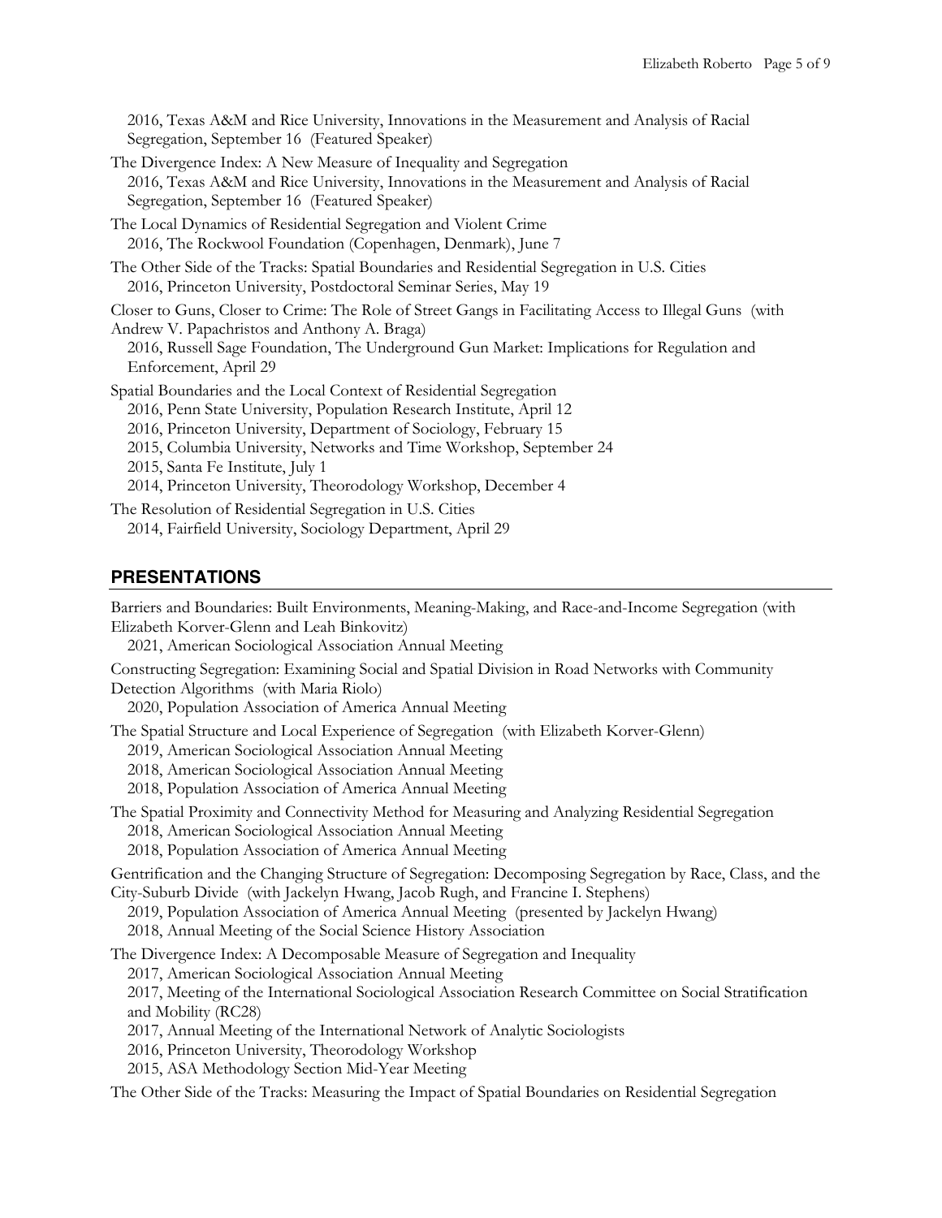2016, Texas A&M and Rice University, Innovations in the Measurement and Analysis of Racial Segregation, September 16 (Featured Speaker)

The Divergence Index: A New Measure of Inequality and Segregation
2016, Texas A&M and Rice University, Innovations in the Measurement and Analysis of Racial Segregation, September 16 (Featured Speaker)

The Local Dynamics of Residential Segregation and Violent Crime
2016, The Rockwool Foundation (Copenhagen, Denmark), June 7

The Other Side of the Tracks: Spatial Boundaries and Residential Segregation in U.S. Cities
2016, Princeton University, Postdoctoral Seminar Series, May 19

Closer to Guns, Closer to Crime: The Role of Street Gangs in Facilitating Access to Illegal Guns (with Andrew V. Papachristos and Anthony A. Braga)
2016, Russell Sage Foundation, The Underground Gun Market: Implications for Regulation and Enforcement, April 29

Spatial Boundaries and the Local Context of Residential Segregation
2016, Penn State University, Population Research Institute, April 12
2016, Princeton University, Department of Sociology, February 15
2015, Columbia University, Networks and Time Workshop, September 24
2015, Santa Fe Institute, July 1
2014, Princeton University, Theorodology Workshop, December 4

The Resolution of Residential Segregation in U.S. Cities
2014, Fairfield University, Sociology Department, April 29

## PRESENTATIONS

Barriers and Boundaries: Built Environments, Meaning-Making, and Race-and-Income Segregation (with Elizabeth Korver-Glenn and Leah Binkovitz)
2021, American Sociological Association Annual Meeting

Constructing Segregation: Examining Social and Spatial Division in Road Networks with Community Detection Algorithms (with Maria Riolo)
2020, Population Association of America Annual Meeting

The Spatial Structure and Local Experience of Segregation (with Elizabeth Korver-Glenn)
2019, American Sociological Association Annual Meeting
2018, American Sociological Association Annual Meeting
2018, Population Association of America Annual Meeting

The Spatial Proximity and Connectivity Method for Measuring and Analyzing Residential Segregation
2018, American Sociological Association Annual Meeting
2018, Population Association of America Annual Meeting

Gentrification and the Changing Structure of Segregation: Decomposing Segregation by Race, Class, and the City-Suburb Divide (with Jackelyn Hwang, Jacob Rugh, and Francine I. Stephens)
2019, Population Association of America Annual Meeting (presented by Jackelyn Hwang)
2018, Annual Meeting of the Social Science History Association

The Divergence Index: A Decomposable Measure of Segregation and Inequality
2017, American Sociological Association Annual Meeting
2017, Meeting of the International Sociological Association Research Committee on Social Stratification and Mobility (RC28)
2017, Annual Meeting of the International Network of Analytic Sociologists
2016, Princeton University, Theorodology Workshop
2015, ASA Methodology Section Mid-Year Meeting

The Other Side of the Tracks: Measuring the Impact of Spatial Boundaries on Residential Segregation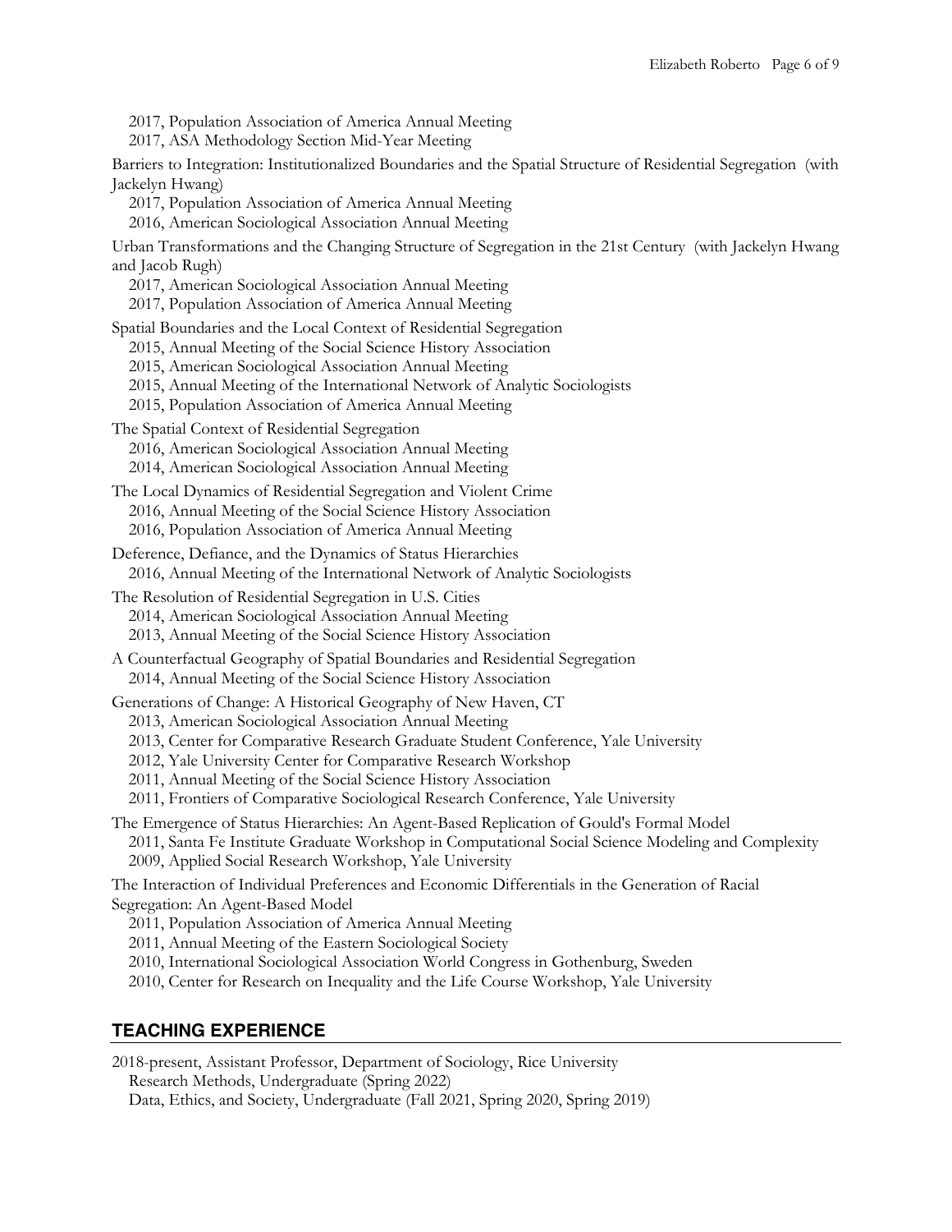2017, Population Association of America Annual Meeting
2017, ASA Methodology Section Mid-Year Meeting

Barriers to Integration: Institutionalized Boundaries and the Spatial Structure of Residential Segregation (with Jackelyn Hwang)
2017, Population Association of America Annual Meeting
2016, American Sociological Association Annual Meeting

Urban Transformations and the Changing Structure of Segregation in the 21st Century (with Jackelyn Hwang and Jacob Rugh)
2017, American Sociological Association Annual Meeting
2017, Population Association of America Annual Meeting

Spatial Boundaries and the Local Context of Residential Segregation
2015, Annual Meeting of the Social Science History Association
2015, American Sociological Association Annual Meeting
2015, Annual Meeting of the International Network of Analytic Sociologists
2015, Population Association of America Annual Meeting

The Spatial Context of Residential Segregation
2016, American Sociological Association Annual Meeting
2014, American Sociological Association Annual Meeting

The Local Dynamics of Residential Segregation and Violent Crime
2016, Annual Meeting of the Social Science History Association
2016, Population Association of America Annual Meeting

Deference, Defiance, and the Dynamics of Status Hierarchies
2016, Annual Meeting of the International Network of Analytic Sociologists

The Resolution of Residential Segregation in U.S. Cities
2014, American Sociological Association Annual Meeting
2013, Annual Meeting of the Social Science History Association

A Counterfactual Geography of Spatial Boundaries and Residential Segregation
2014, Annual Meeting of the Social Science History Association

Generations of Change: A Historical Geography of New Haven, CT
2013, American Sociological Association Annual Meeting
2013, Center for Comparative Research Graduate Student Conference, Yale University
2012, Yale University Center for Comparative Research Workshop
2011, Annual Meeting of the Social Science History Association
2011, Frontiers of Comparative Sociological Research Conference, Yale University

The Emergence of Status Hierarchies: An Agent-Based Replication of Gould's Formal Model
2011, Santa Fe Institute Graduate Workshop in Computational Social Science Modeling and Complexity
2009, Applied Social Research Workshop, Yale University

The Interaction of Individual Preferences and Economic Differentials in the Generation of Racial Segregation: An Agent-Based Model
2011, Population Association of America Annual Meeting
2011, Annual Meeting of the Eastern Sociological Society
2010, International Sociological Association World Congress in Gothenburg, Sweden
2010, Center for Research on Inequality and the Life Course Workshop, Yale University

## TEACHING EXPERIENCE

2018-present, Assistant Professor, Department of Sociology, Rice University
Research Methods, Undergraduate (Spring 2022)
Data, Ethics, and Society, Undergraduate (Fall 2021, Spring 2020, Spring 2019)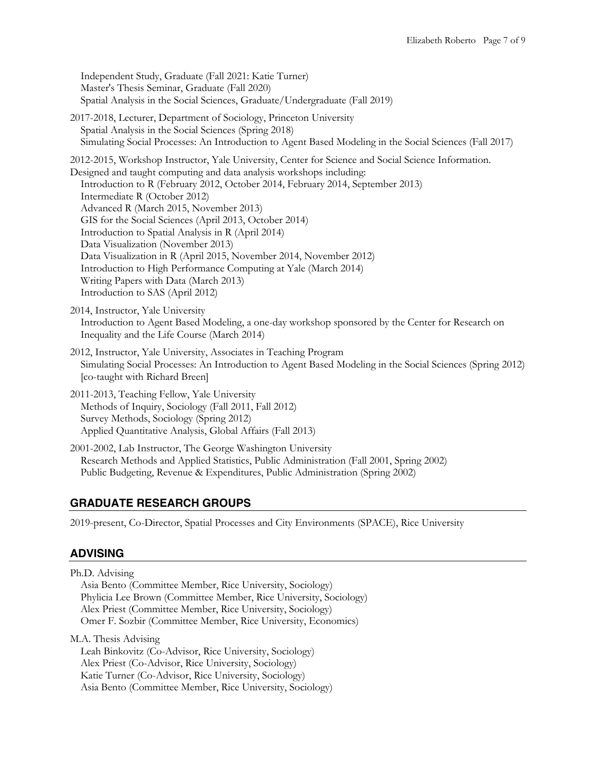Independent Study, Graduate (Fall 2021: Katie Turner)
Master's Thesis Seminar, Graduate (Fall 2020)
Spatial Analysis in the Social Sciences, Graduate/Undergraduate (Fall 2019)

2017-2018, Lecturer, Department of Sociology, Princeton University
Spatial Analysis in the Social Sciences (Spring 2018)
Simulating Social Processes: An Introduction to Agent Based Modeling in the Social Sciences (Fall 2017)

2012-2015, Workshop Instructor, Yale University, Center for Science and Social Science Information.
Designed and taught computing and data analysis workshops including:
Introduction to R (February 2012, October 2014, February 2014, September 2013)
Intermediate R (October 2012)
Advanced R (March 2015, November 2013)
GIS for the Social Sciences (April 2013, October 2014)
Introduction to Spatial Analysis in R (April 2014)
Data Visualization (November 2013)
Data Visualization in R (April 2015, November 2014, November 2012)
Introduction to High Performance Computing at Yale (March 2014)
Writing Papers with Data (March 2013)
Introduction to SAS (April 2012)

2014, Instructor, Yale University
Introduction to Agent Based Modeling, a one-day workshop sponsored by the Center for Research on Inequality and the Life Course (March 2014)

2012, Instructor, Yale University, Associates in Teaching Program
Simulating Social Processes: An Introduction to Agent Based Modeling in the Social Sciences (Spring 2012) [co-taught with Richard Breen]

2011-2013, Teaching Fellow, Yale University
Methods of Inquiry, Sociology (Fall 2011, Fall 2012)
Survey Methods, Sociology (Spring 2012)
Applied Quantitative Analysis, Global Affairs (Fall 2013)

2001-2002, Lab Instructor, The George Washington University
Research Methods and Applied Statistics, Public Administration (Fall 2001, Spring 2002)
Public Budgeting, Revenue & Expenditures, Public Administration (Spring 2002)

## GRADUATE RESEARCH GROUPS

2019-present, Co-Director, Spatial Processes and City Environments (SPACE), Rice University

## ADVISING

Ph.D. Advising
Asia Bento (Committee Member, Rice University, Sociology)
Phylicia Lee Brown (Committee Member, Rice University, Sociology)
Alex Priest (Committee Member, Rice University, Sociology)
Omer F. Sozbir (Committee Member, Rice University, Economics)

M.A. Thesis Advising
Leah Binkovitz (Co-Advisor, Rice University, Sociology)
Alex Priest (Co-Advisor, Rice University, Sociology)
Katie Turner (Co-Advisor, Rice University, Sociology)
Asia Bento (Committee Member, Rice University, Sociology)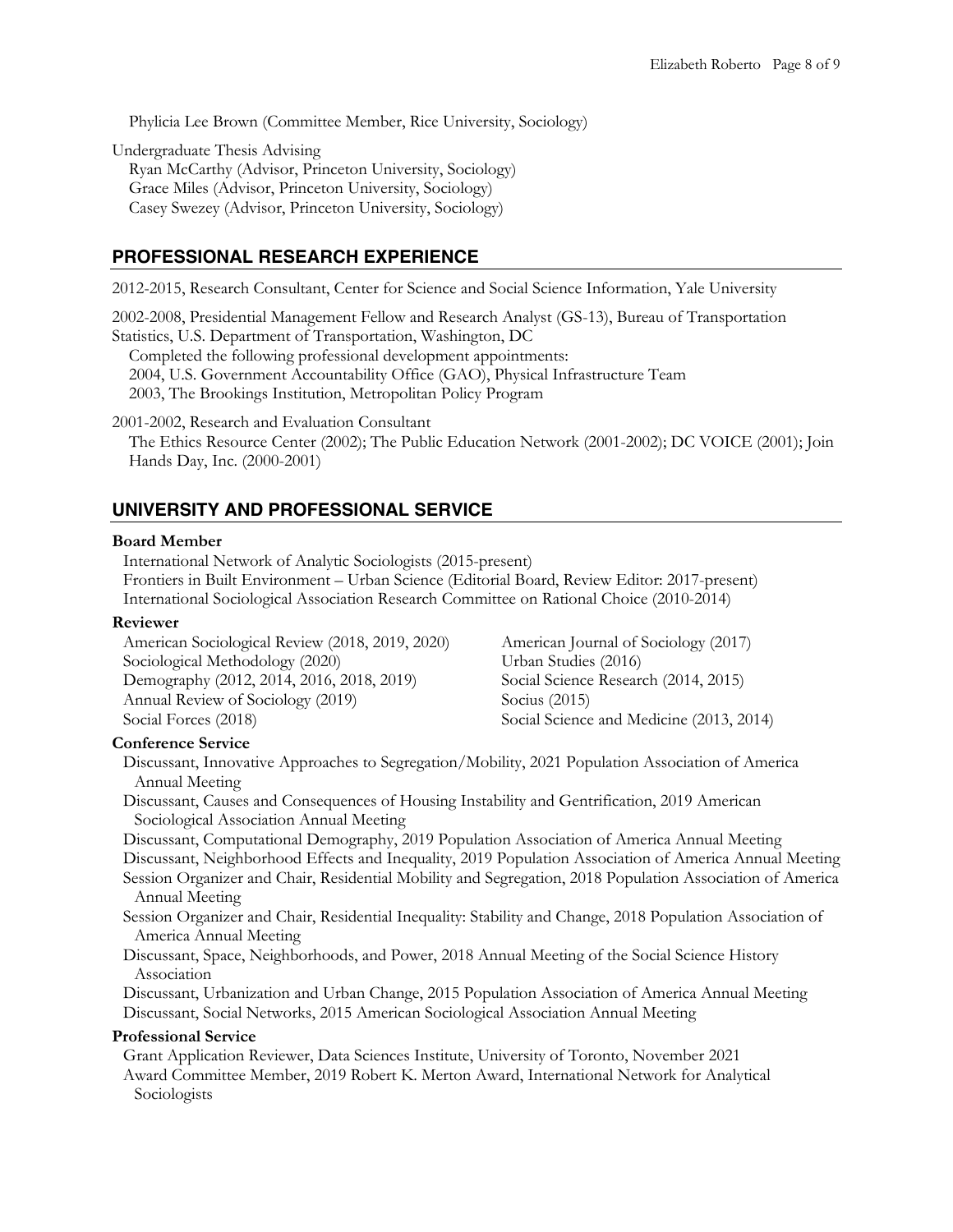Phylicia Lee Brown (Committee Member, Rice University, Sociology)

Undergraduate Thesis Advising

- Ryan McCarthy (Advisor, Princeton University, Sociology)
- Grace Miles (Advisor, Princeton University, Sociology)
- Casey Swezey (Advisor, Princeton University, Sociology)

## PROFESSIONAL RESEARCH EXPERIENCE

2012-2015, Research Consultant, Center for Science and Social Science Information, Yale University

2002-2008, Presidential Management Fellow and Research Analyst (GS-13), Bureau of Transportation Statistics, U.S. Department of Transportation, Washington, DC

Completed the following professional development appointments:
2004, U.S. Government Accountability Office (GAO), Physical Infrastructure Team
2003, The Brookings Institution, Metropolitan Policy Program

2001-2002, Research and Evaluation Consultant

The Ethics Resource Center (2002); The Public Education Network (2001-2002); DC VOICE (2001); Join Hands Day, Inc. (2000-2001)

## UNIVERSITY AND PROFESSIONAL SERVICE

**Board Member**

- International Network of Analytic Sociologists (2015-present)
- Frontiers in Built Environment – Urban Science (Editorial Board, Review Editor: 2017-present)
- International Sociological Association Research Committee on Rational Choice (2010-2014)

**Reviewer**

- American Sociological Review (2018, 2019, 2020)
- Sociological Methodology (2020)
- Demography (2012, 2014, 2016, 2018, 2019)
- Annual Review of Sociology (2019)
- Social Forces (2018)
- American Journal of Sociology (2017)
- Urban Studies (2016)
- Social Science Research (2014, 2015)
- Socius (2015)
- Social Science and Medicine (2013, 2014)

**Conference Service**

- Discussant, Innovative Approaches to Segregation/Mobility, 2021 Population Association of America Annual Meeting
- Discussant, Causes and Consequences of Housing Instability and Gentrification, 2019 American Sociological Association Annual Meeting
- Discussant, Computational Demography, 2019 Population Association of America Annual Meeting
- Discussant, Neighborhood Effects and Inequality, 2019 Population Association of America Annual Meeting
- Session Organizer and Chair, Residential Mobility and Segregation, 2018 Population Association of America Annual Meeting
- Session Organizer and Chair, Residential Inequality: Stability and Change, 2018 Population Association of America Annual Meeting
- Discussant, Space, Neighborhoods, and Power, 2018 Annual Meeting of the Social Science History Association
- Discussant, Urbanization and Urban Change, 2015 Population Association of America Annual Meeting
- Discussant, Social Networks, 2015 American Sociological Association Annual Meeting

**Professional Service**

- Grant Application Reviewer, Data Sciences Institute, University of Toronto, November 2021
- Award Committee Member, 2019 Robert K. Merton Award, International Network for Analytical Sociologists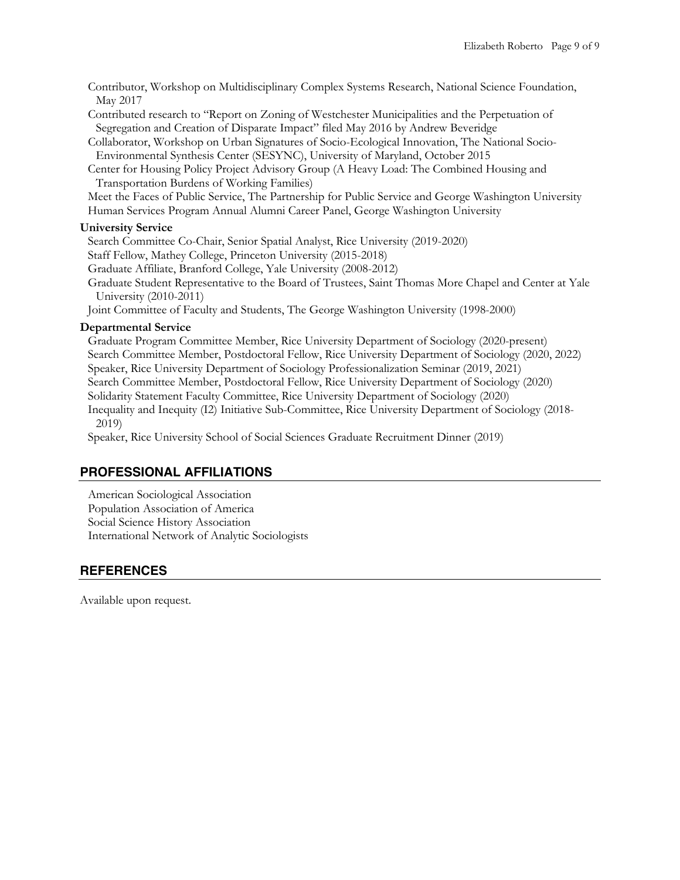Contributor, Workshop on Multidisciplinary Complex Systems Research, National Science Foundation, May 2017

Contributed research to "Report on Zoning of Westchester Municipalities and the Perpetuation of Segregation and Creation of Disparate Impact" filed May 2016 by Andrew Beveridge

Collaborator, Workshop on Urban Signatures of Socio-Ecological Innovation, The National Socio-Environmental Synthesis Center (SESYNC), University of Maryland, October 2015

Center for Housing Policy Project Advisory Group (A Heavy Load: The Combined Housing and Transportation Burdens of Working Families)

Meet the Faces of Public Service, The Partnership for Public Service and George Washington University

Human Services Program Annual Alumni Career Panel, George Washington University

### University Service

Search Committee Co-Chair, Senior Spatial Analyst, Rice University (2019-2020)

Staff Fellow, Mathey College, Princeton University (2015-2018)

Graduate Affiliate, Branford College, Yale University (2008-2012)

Graduate Student Representative to the Board of Trustees, Saint Thomas More Chapel and Center at Yale University (2010-2011)

Joint Committee of Faculty and Students, The George Washington University (1998-2000)

### Departmental Service

Graduate Program Committee Member, Rice University Department of Sociology (2020-present)

Search Committee Member, Postdoctoral Fellow, Rice University Department of Sociology (2020, 2022)

Speaker, Rice University Department of Sociology Professionalization Seminar (2019, 2021)

Search Committee Member, Postdoctoral Fellow, Rice University Department of Sociology (2020)

Solidarity Statement Faculty Committee, Rice University Department of Sociology (2020)

Inequality and Inequity (I2) Initiative Sub-Committee, Rice University Department of Sociology (2018-2019)

Speaker, Rice University School of Social Sciences Graduate Recruitment Dinner (2019)

## PROFESSIONAL AFFILIATIONS

American Sociological Association

Population Association of America

Social Science History Association

International Network of Analytic Sociologists

## REFERENCES

Available upon request.